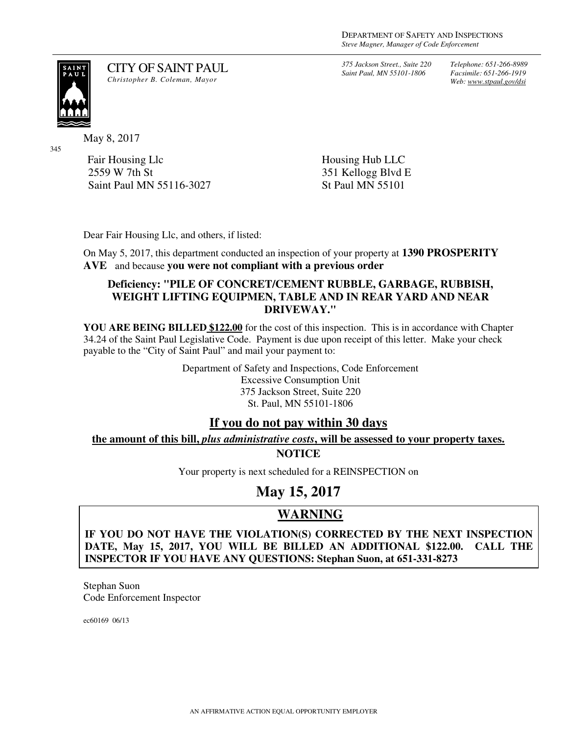DEPARTMENT OF SAFETY AND INSPECTIONS
*Steve Magner, Manager of Code Enforcement*

CITY OF SAINT PAUL
*Christopher B. Coleman, Mayor*

*375 Jackson Street., Suite 220*
*Saint Paul, MN 55101-1806*

*Telephone: 651-266-8989*
*Facsimile: 651-266-1919*
*Web: www.stpaul.gov/dsi*

May 8, 2017

345

Fair Housing Llc
2559 W 7th St
Saint Paul MN 55116-3027

Housing Hub LLC
351 Kellogg Blvd E
St Paul MN 55101

Dear Fair Housing Llc, and others, if listed:

On May 5, 2017, this department conducted an inspection of your property at **1390 PROSPERITY AVE** and because **you were not compliant with a previous order**

**Deficiency: "PILE OF CONCRET/CEMENT RUBBLE, GARBAGE, RUBBISH, WEIGHT LIFTING EQUIPMEN, TABLE AND IN REAR YARD AND NEAR DRIVEWAY."**

**YOU ARE BEING BILLED $122.00** for the cost of this inspection. This is in accordance with Chapter 34.24 of the Saint Paul Legislative Code. Payment is due upon receipt of this letter. Make your check payable to the "City of Saint Paul" and mail your payment to:

Department of Safety and Inspections, Code Enforcement
Excessive Consumption Unit
375 Jackson Street, Suite 220
St. Paul, MN 55101-1806

**If you do not pay within 30 days**

**the amount of this bill, *plus administrative costs*, will be assessed to your property taxes.**

**NOTICE**

Your property is next scheduled for a REINSPECTION on

**May 15, 2017**

**WARNING**

**IF YOU DO NOT HAVE THE VIOLATION(S) CORRECTED BY THE NEXT INSPECTION DATE, May 15, 2017, YOU WILL BE BILLED AN ADDITIONAL $122.00. CALL THE INSPECTOR IF YOU HAVE ANY QUESTIONS: Stephan Suon, at 651-331-8273**

Stephan Suon
Code Enforcement Inspector

ec60169 06/13

AN AFFIRMATIVE ACTION EQUAL OPPORTUNITY EMPLOYER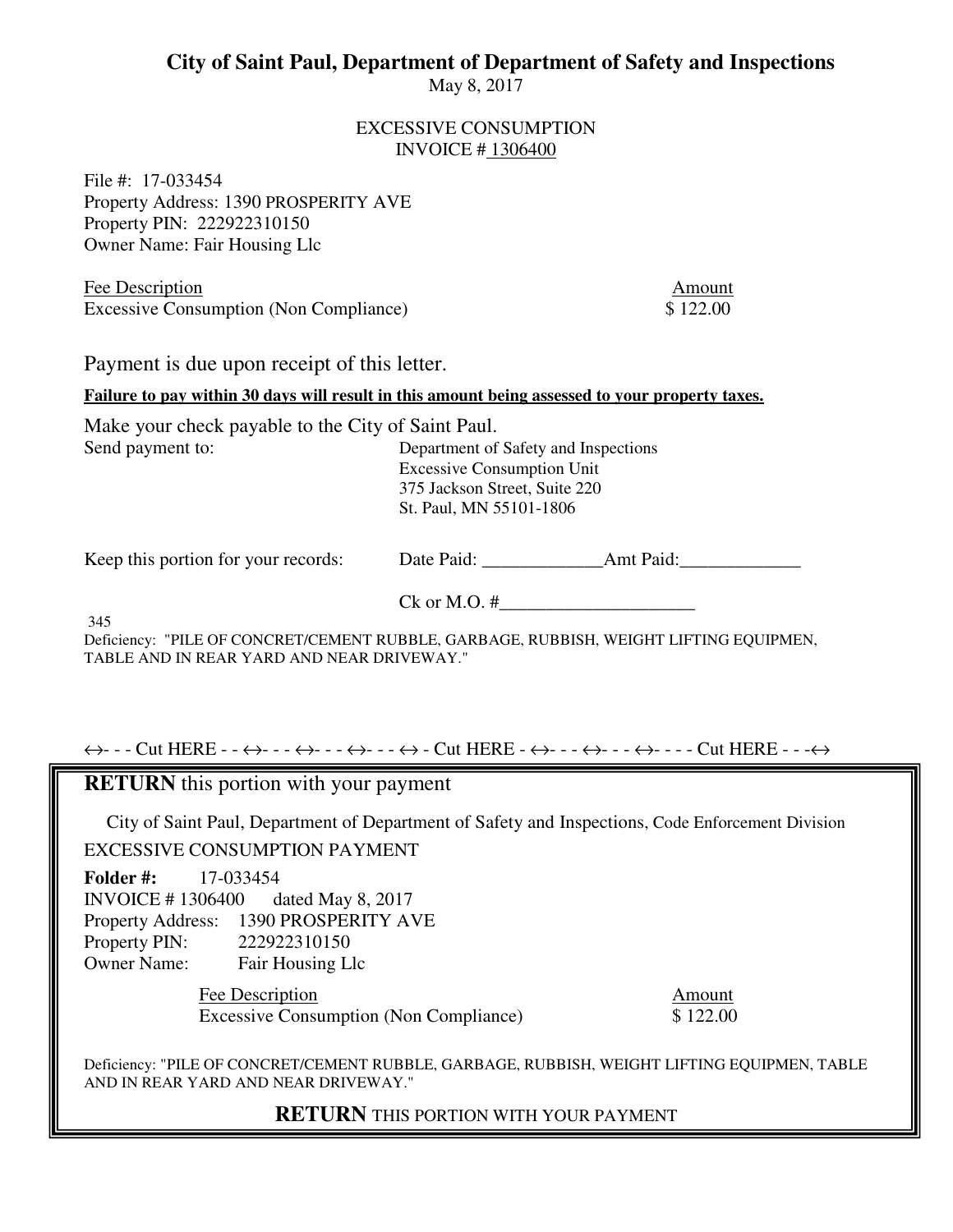# City of Saint Paul, Department of Department of Safety and Inspections

May 8, 2017

EXCESSIVE CONSUMPTION
INVOICE # 1306400

File #: 17-033454
Property Address: 1390 PROSPERITY AVE
Property PIN: 222922310150
Owner Name: Fair Housing Llc

| Fee Description | Amount |
|---|---|
| Excessive Consumption (Non Compliance) | $ 122.00 |

Payment is due upon receipt of this letter.

**Failure to pay within 30 days will result in this amount being assessed to your property taxes.**

Make your check payable to the City of Saint Paul.

Send payment to:

Department of Safety and Inspections
Excessive Consumption Unit
375 Jackson Street, Suite 220
St. Paul, MN 55101-1806

Keep this portion for your records: Date Paid: _____________ Amt Paid: _____________

Ck or M.O. #_____________________

345

Deficiency: "PILE OF CONCRET/CEMENT RUBBLE, GARBAGE, RUBBISH, WEIGHT LIFTING EQUIPMEN, TABLE AND IN REAR YARD AND NEAR DRIVEWAY."

↔- - - Cut HERE - - ↔- - - ↔- - - ↔- - - ↔ - Cut HERE - ↔- - - ↔- - - ↔- - - - Cut HERE - - -↔

**RETURN** this portion with your payment

City of Saint Paul, Department of Department of Safety and Inspections, Code Enforcement Division

EXCESSIVE CONSUMPTION PAYMENT

**Folder #:** 17-033454
INVOICE # 1306400 dated May 8, 2017
Property Address: 1390 PROSPERITY AVE
Property PIN: 222922310150
Owner Name: Fair Housing Llc

| Fee Description | Amount |
|---|---|
| Excessive Consumption (Non Compliance) | $ 122.00 |

Deficiency: "PILE OF CONCRET/CEMENT RUBBLE, GARBAGE, RUBBISH, WEIGHT LIFTING EQUIPMEN, TABLE AND IN REAR YARD AND NEAR DRIVEWAY."

**RETURN** THIS PORTION WITH YOUR PAYMENT